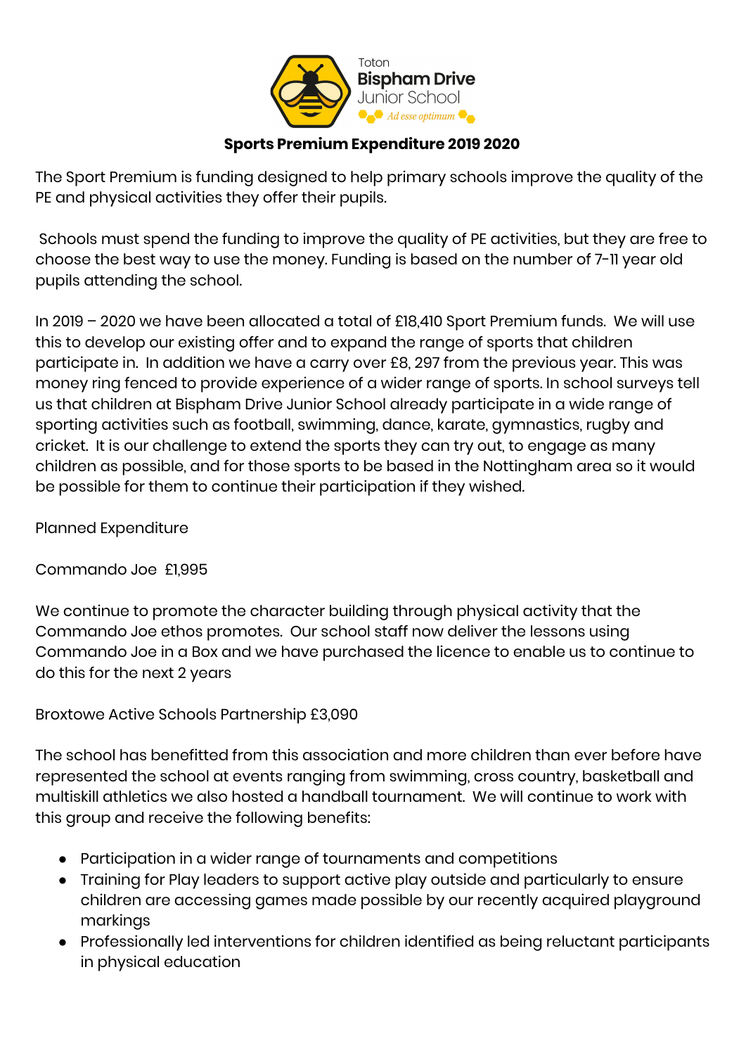Toton
**Bispham Drive**
Junior School
*Ad esse optimum*

**Sports Premium Expenditure 2019 2020**

The Sport Premium is funding designed to help primary schools improve the quality of the PE and physical activities they offer their pupils.

Schools must spend the funding to improve the quality of PE activities, but they are free to choose the best way to use the money. Funding is based on the number of 7-11 year old pupils attending the school.

In 2019 – 2020 we have been allocated a total of £18,410 Sport Premium funds. We will use this to develop our existing offer and to expand the range of sports that children participate in. In addition we have a carry over £8, 297 from the previous year. This was money ring fenced to provide experience of a wider range of sports. In school surveys tell us that children at Bispham Drive Junior School already participate in a wide range of sporting activities such as football, swimming, dance, karate, gymnastics, rugby and cricket. It is our challenge to extend the sports they can try out, to engage as many children as possible, and for those sports to be based in the Nottingham area so it would be possible for them to continue their participation if they wished.

Planned Expenditure

Commando Joe £1,995

We continue to promote the character building through physical activity that the Commando Joe ethos promotes. Our school staff now deliver the lessons using Commando Joe in a Box and we have purchased the licence to enable us to continue to do this for the next 2 years

Broxtowe Active Schools Partnership £3,090

The school has benefitted from this association and more children than ever before have represented the school at events ranging from swimming, cross country, basketball and multiskill athletics we also hosted a handball tournament. We will continue to work with this group and receive the following benefits:

- Participation in a wider range of tournaments and competitions
- Training for Play leaders to support active play outside and particularly to ensure children are accessing games made possible by our recently acquired playground markings
- Professionally led interventions for children identified as being reluctant participants in physical education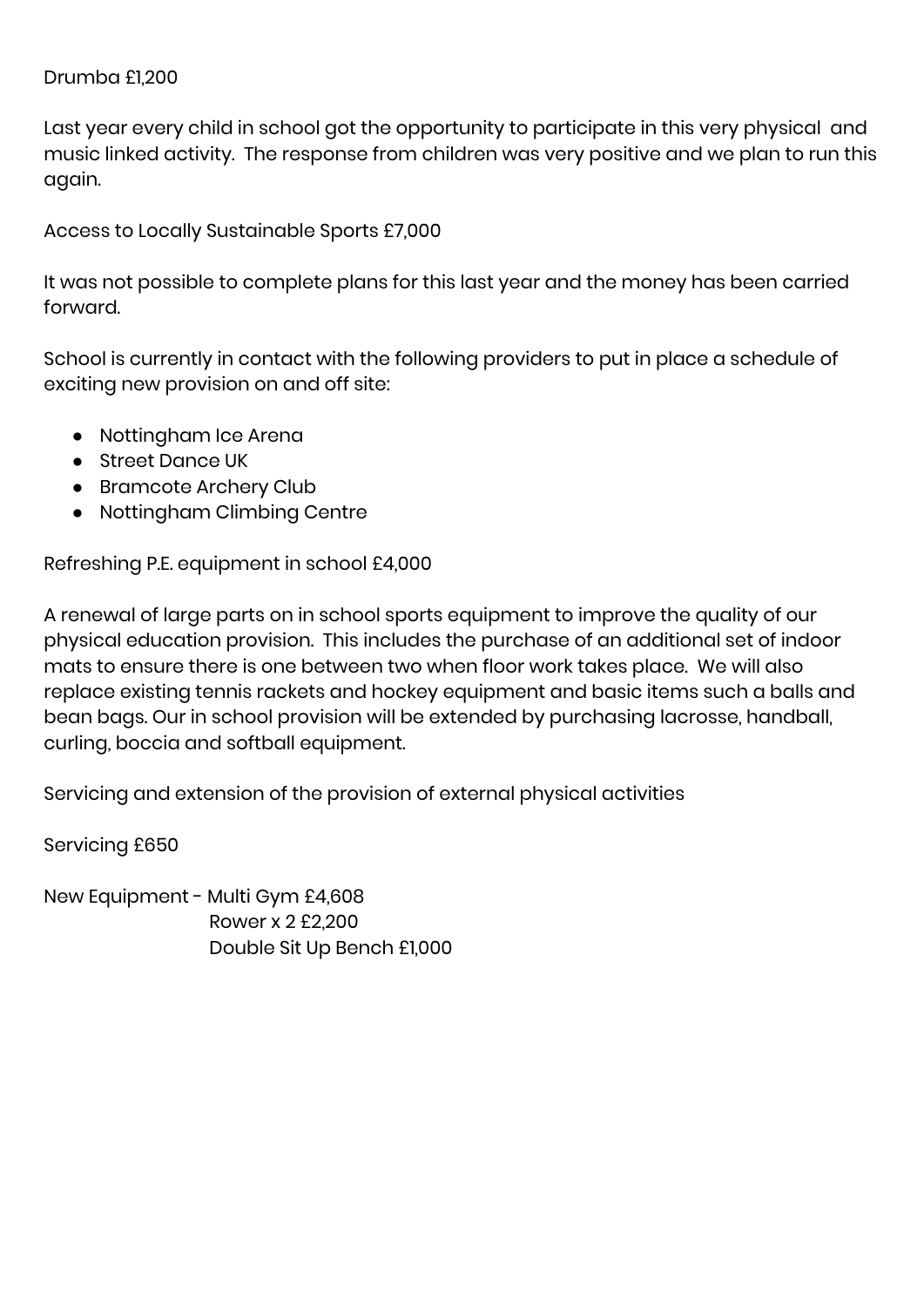Drumba £1,200

Last year every child in school got the opportunity to participate in this very physical and music linked activity. The response from children was very positive and we plan to run this again.

Access to Locally Sustainable Sports £7,000

It was not possible to complete plans for this last year and the money has been carried forward.

School is currently in contact with the following providers to put in place a schedule of exciting new provision on and off site:

- Nottingham Ice Arena
- Street Dance UK
- Bramcote Archery Club
- Nottingham Climbing Centre

Refreshing P.E. equipment in school £4,000

A renewal of large parts on in school sports equipment to improve the quality of our physical education provision. This includes the purchase of an additional set of indoor mats to ensure there is one between two when floor work takes place. We will also replace existing tennis rackets and hockey equipment and basic items such a balls and bean bags. Our in school provision will be extended by purchasing lacrosse, handball, curling, boccia and softball equipment.

Servicing and extension of the provision of external physical activities

Servicing £650

New Equipment - Multi Gym £4,608
Rower x 2 £2,200
Double Sit Up Bench £1,000